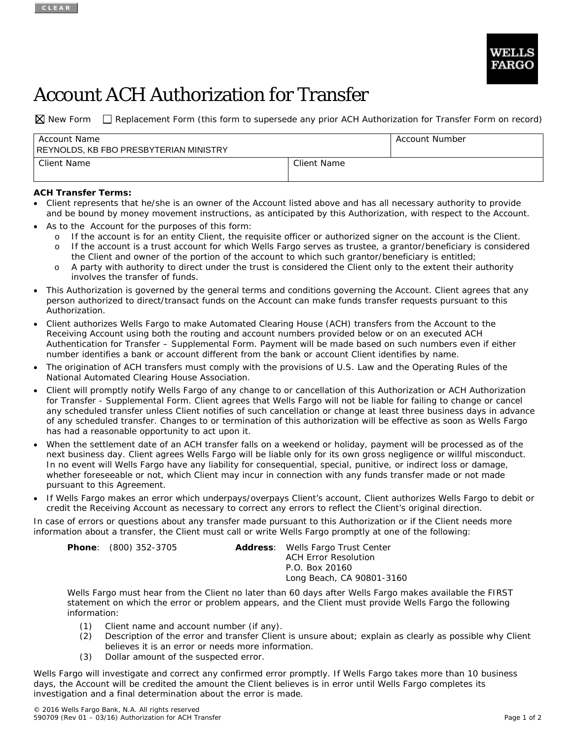CLEAR

WELLS FARGO

# Account ACH Authorization for Transfer

☒ New Form ☐ Replacement Form (this form to supersede any prior ACH Authorization for Transfer Form on record)

| Account Name | | Account Number |
|---|---|---|
| REYNOLDS, KB FBO PRESBYTERIAN MINISTRY | | |
| Client Name | Client Name | |
| | | |

**ACH Transfer Terms:**

- Client represents that he/she is an owner of the Account listed above and has all necessary authority to provide and be bound by money movement instructions, as anticipated by this Authorization, with respect to the Account.
- As to the Account for the purposes of this form:
  - If the account is for an entity Client, the requisite officer or authorized signer on the account is the Client.
  - If the account is a trust account for which Wells Fargo serves as trustee, a grantor/beneficiary is considered the Client and owner of the portion of the account to which such grantor/beneficiary is entitled;
  - A party with authority to direct under the trust is considered the Client only to the extent their authority involves the transfer of funds.
- This Authorization is governed by the general terms and conditions governing the Account. Client agrees that any person authorized to direct/transact funds on the Account can make funds transfer requests pursuant to this Authorization.
- Client authorizes Wells Fargo to make Automated Clearing House (ACH) transfers from the Account to the Receiving Account using both the routing and account numbers provided below or on an executed ACH Authentication for Transfer – Supplemental Form. Payment will be made based on such numbers even if either number identifies a bank or account different from the bank or account Client identifies by name.
- The origination of ACH transfers must comply with the provisions of U.S. Law and the Operating Rules of the National Automated Clearing House Association.
- Client will promptly notify Wells Fargo of any change to or cancellation of this Authorization or ACH Authorization for Transfer - Supplemental Form. Client agrees that Wells Fargo will not be liable for failing to change or cancel any scheduled transfer unless Client notifies of such cancellation or change at least three business days in advance of any scheduled transfer. Changes to or termination of this authorization will be effective as soon as Wells Fargo has had a reasonable opportunity to act upon it.
- When the settlement date of an ACH transfer falls on a weekend or holiday, payment will be processed as of the next business day. Client agrees Wells Fargo will be liable only for its own gross negligence or willful misconduct. In no event will Wells Fargo have any liability for consequential, special, punitive, or indirect loss or damage, whether foreseeable or not, which Client may incur in connection with any funds transfer made or not made pursuant to this Agreement.
- If Wells Fargo makes an error which underpays/overpays Client's account, Client authorizes Wells Fargo to debit or credit the Receiving Account as necessary to correct any errors to reflect the Client's original direction.

In case of errors or questions about any transfer made pursuant to this Authorization or if the Client needs more information about a transfer, the Client must call or write Wells Fargo promptly at one of the following:

**Phone**: (800) 352-3705

**Address**: Wells Fargo Trust Center
ACH Error Resolution
P.O. Box 20160
Long Beach, CA 90801-3160

Wells Fargo must hear from the Client no later than 60 days after Wells Fargo makes available the FIRST statement on which the error or problem appears, and the Client must provide Wells Fargo the following information:

(1) Client name and account number (if any).
(2) Description of the error and transfer Client is unsure about; explain as clearly as possible why Client believes it is an error or needs more information.
(3) Dollar amount of the suspected error.

Wells Fargo will investigate and correct any confirmed error promptly. If Wells Fargo takes more than 10 business days, the Account will be credited the amount the Client believes is in error until Wells Fargo completes its investigation and a final determination about the error is made.

© 2016 Wells Fargo Bank, N.A. All rights reserved
590709 (Rev 01 – 03/16) Authorization for ACH Transfer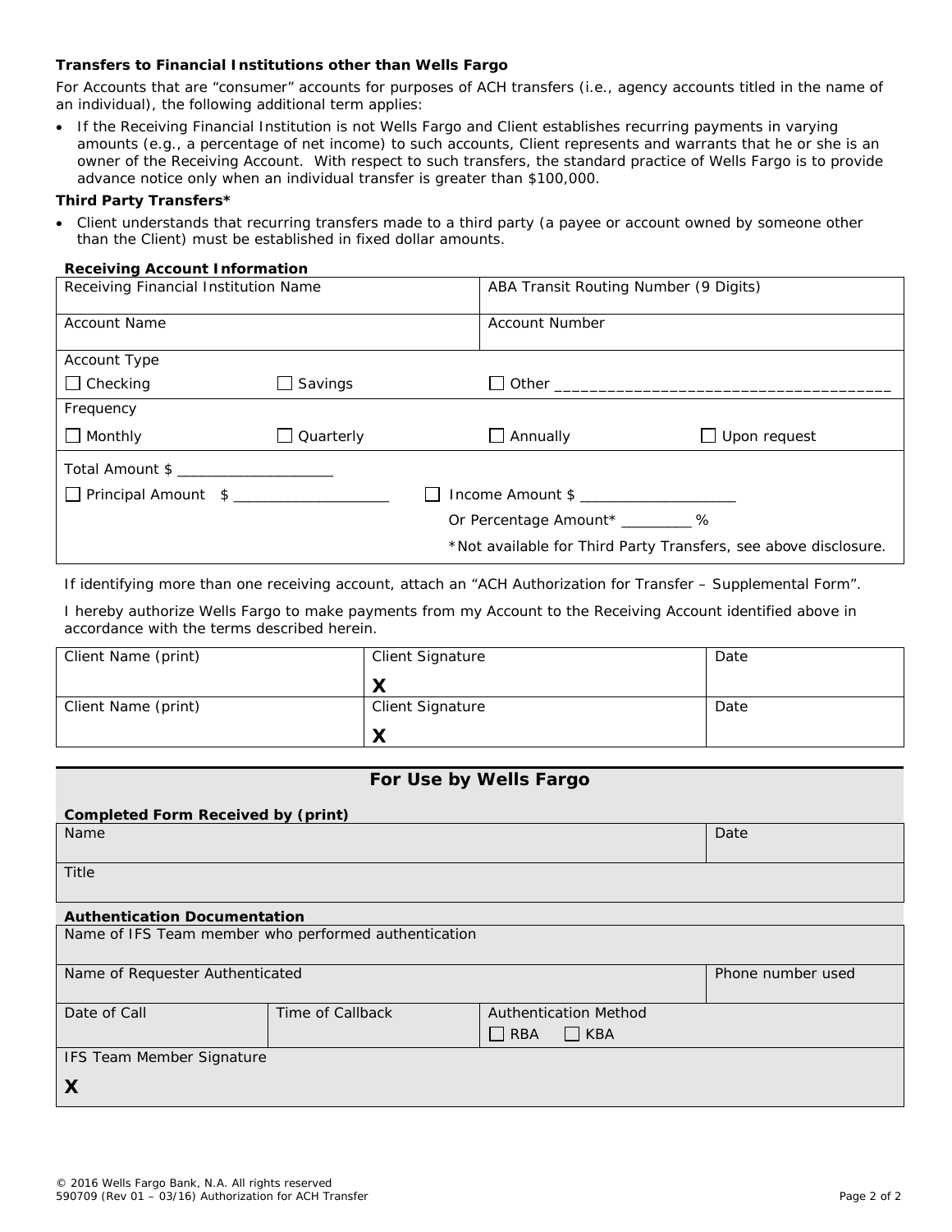**Transfers to Financial Institutions other than Wells Fargo**

For Accounts that are "consumer" accounts for purposes of ACH transfers (i.e., agency accounts titled in the name of an individual), the following additional term applies:

- If the Receiving Financial Institution is not Wells Fargo and Client establishes recurring payments in varying amounts (e.g., a percentage of net income) to such accounts, Client represents and warrants that he or she is an owner of the Receiving Account. With respect to such transfers, the standard practice of Wells Fargo is to provide advance notice only when an individual transfer is greater than $100,000.

**Third Party Transfers***

- Client understands that recurring transfers made to a third party (a payee or account owned by someone other than the Client) must be established in fixed dollar amounts.

**Receiving Account Information**

| | | | |
|---|---|---|---|
| Receiving Financial Institution Name | | ABA Transit Routing Number (9 Digits) | |
| Account Name | | Account Number | |
| Account Type<br>☐ Checking | ☐ Savings | ☐ Other ______________________________________ | |
| Frequency<br>☐ Monthly | ☐ Quarterly | ☐ Annually | ☐ Upon request |
| Total Amount $ ____________________<br>☐ Principal Amount $ ____________________ | | ☐ Income Amount $ ____________________<br>Or Percentage Amount* _________ %<br>*Not available for Third Party Transfers, see above disclosure. | |

If identifying more than one receiving account, attach an "ACH Authorization for Transfer – Supplemental Form".

I hereby authorize Wells Fargo to make payments from my Account to the Receiving Account identified above in accordance with the terms described herein.

| | | |
|---|---|---|
| Client Name (print) | Client Signature<br>**X** | Date |
| Client Name (print) | Client Signature<br>**X** | Date |

## For Use by Wells Fargo

**Completed Form Received by (print)**

| | |
|---|---|
| Name | Date |
| Title | |

**Authentication Documentation**

| | | | |
|---|---|---|---|
| Name of IFS Team member who performed authentication | | | |
| Name of Requester Authenticated | | | Phone number used |
| Date of Call | Time of Callback | Authentication Method<br>☐ RBA ☐ KBA | |
| IFS Team Member Signature<br>**X** | | | |

© 2016 Wells Fargo Bank, N.A. All rights reserved
590709 (Rev 01 – 03/16) Authorization for ACH Transfer